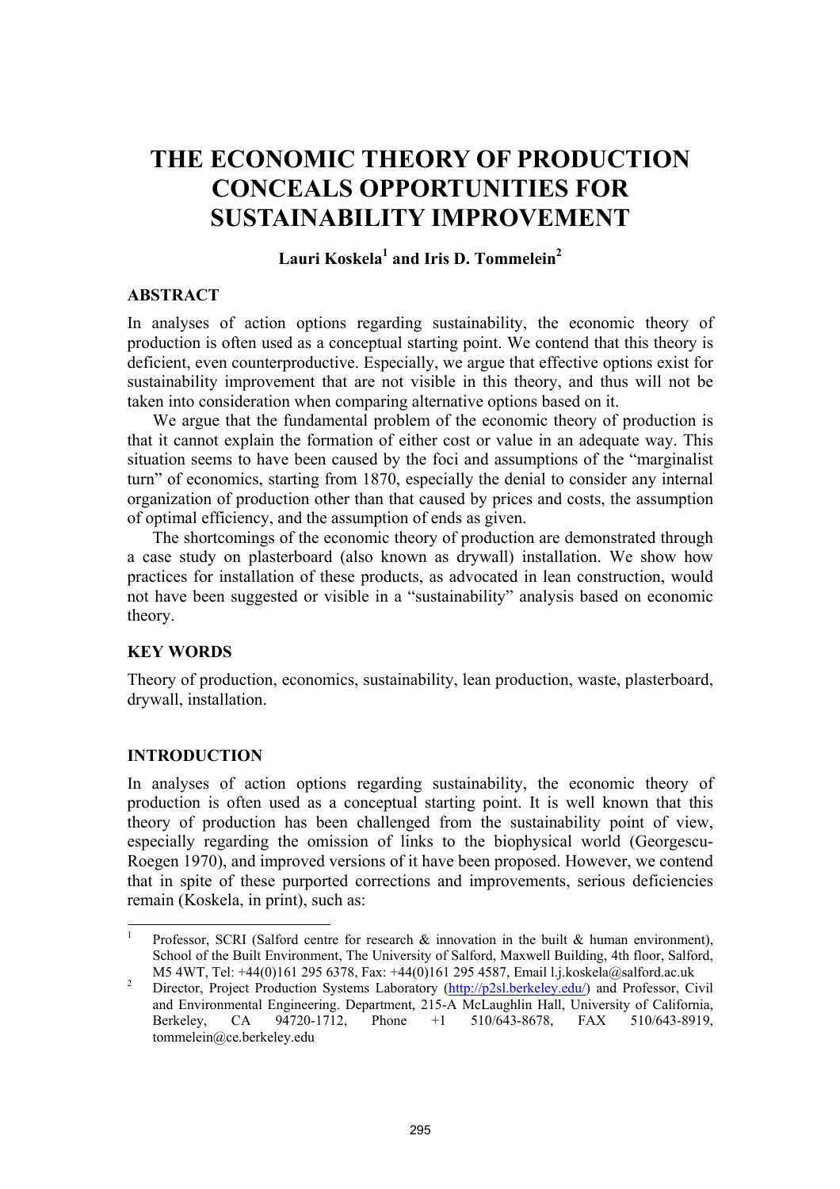# THE ECONOMIC THEORY OF PRODUCTION CONCEALS OPPORTUNITIES FOR SUSTAINABILITY IMPROVEMENT

**Lauri Koskela[1] and Iris D. Tommelein[2]**

## ABSTRACT

In analyses of action options regarding sustainability, the economic theory of production is often used as a conceptual starting point. We contend that this theory is deficient, even counterproductive. Especially, we argue that effective options exist for sustainability improvement that are not visible in this theory, and thus will not be taken into consideration when comparing alternative options based on it.

We argue that the fundamental problem of the economic theory of production is that it cannot explain the formation of either cost or value in an adequate way. This situation seems to have been caused by the foci and assumptions of the "marginalist turn" of economics, starting from 1870, especially the denial to consider any internal organization of production other than that caused by prices and costs, the assumption of optimal efficiency, and the assumption of ends as given.

The shortcomings of the economic theory of production are demonstrated through a case study on plasterboard (also known as drywall) installation. We show how practices for installation of these products, as advocated in lean construction, would not have been suggested or visible in a "sustainability" analysis based on economic theory.

## KEY WORDS

Theory of production, economics, sustainability, lean production, waste, plasterboard, drywall, installation.

## INTRODUCTION

In analyses of action options regarding sustainability, the economic theory of production is often used as a conceptual starting point. It is well known that this theory of production has been challenged from the sustainability point of view, especially regarding the omission of links to the biophysical world (Georgescu-Roegen 1970), and improved versions of it have been proposed. However, we contend that in spite of these purported corrections and improvements, serious deficiencies remain (Koskela, in print), such as:

---

[1] Professor, SCRI (Salford centre for research & innovation in the built & human environment), School of the Built Environment, The University of Salford, Maxwell Building, 4th floor, Salford, M5 4WT, Tel: +44(0)161 295 6378, Fax: +44(0)161 295 4587, Email l.j.koskela@salford.ac.uk

[2] Director, Project Production Systems Laboratory (http://p2sl.berkeley.edu/) and Professor, Civil and Environmental Engineering. Department, 215-A McLaughlin Hall, University of California, Berkeley, CA 94720-1712, Phone +1 510/643-8678, FAX 510/643-8919, tommelein@ce.berkeley.edu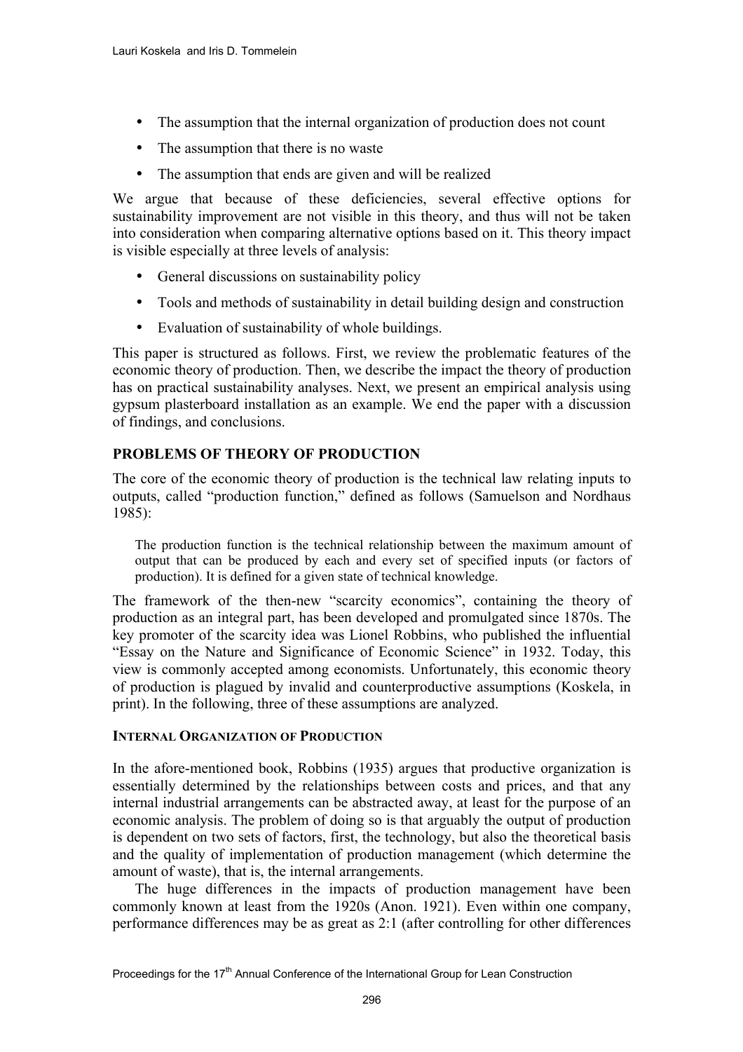- The assumption that the internal organization of production does not count
- The assumption that there is no waste
- The assumption that ends are given and will be realized

We argue that because of these deficiencies, several effective options for sustainability improvement are not visible in this theory, and thus will not be taken into consideration when comparing alternative options based on it. This theory impact is visible especially at three levels of analysis:

- General discussions on sustainability policy
- Tools and methods of sustainability in detail building design and construction
- Evaluation of sustainability of whole buildings.

This paper is structured as follows. First, we review the problematic features of the economic theory of production. Then, we describe the impact the theory of production has on practical sustainability analyses. Next, we present an empirical analysis using gypsum plasterboard installation as an example. We end the paper with a discussion of findings, and conclusions.

## PROBLEMS OF THEORY OF PRODUCTION

The core of the economic theory of production is the technical law relating inputs to outputs, called "production function," defined as follows (Samuelson and Nordhaus 1985):

> The production function is the technical relationship between the maximum amount of output that can be produced by each and every set of specified inputs (or factors of production). It is defined for a given state of technical knowledge.

The framework of the then-new "scarcity economics", containing the theory of production as an integral part, has been developed and promulgated since 1870s. The key promoter of the scarcity idea was Lionel Robbins, who published the influential "Essay on the Nature and Significance of Economic Science" in 1932. Today, this view is commonly accepted among economists. Unfortunately, this economic theory of production is plagued by invalid and counterproductive assumptions (Koskela, in print). In the following, three of these assumptions are analyzed.

### INTERNAL ORGANIZATION OF PRODUCTION

In the afore-mentioned book, Robbins (1935) argues that productive organization is essentially determined by the relationships between costs and prices, and that any internal industrial arrangements can be abstracted away, at least for the purpose of an economic analysis. The problem of doing so is that arguably the output of production is dependent on two sets of factors, first, the technology, but also the theoretical basis and the quality of implementation of production management (which determine the amount of waste), that is, the internal arrangements.

The huge differences in the impacts of production management have been commonly known at least from the 1920s (Anon. 1921). Even within one company, performance differences may be as great as 2:1 (after controlling for other differences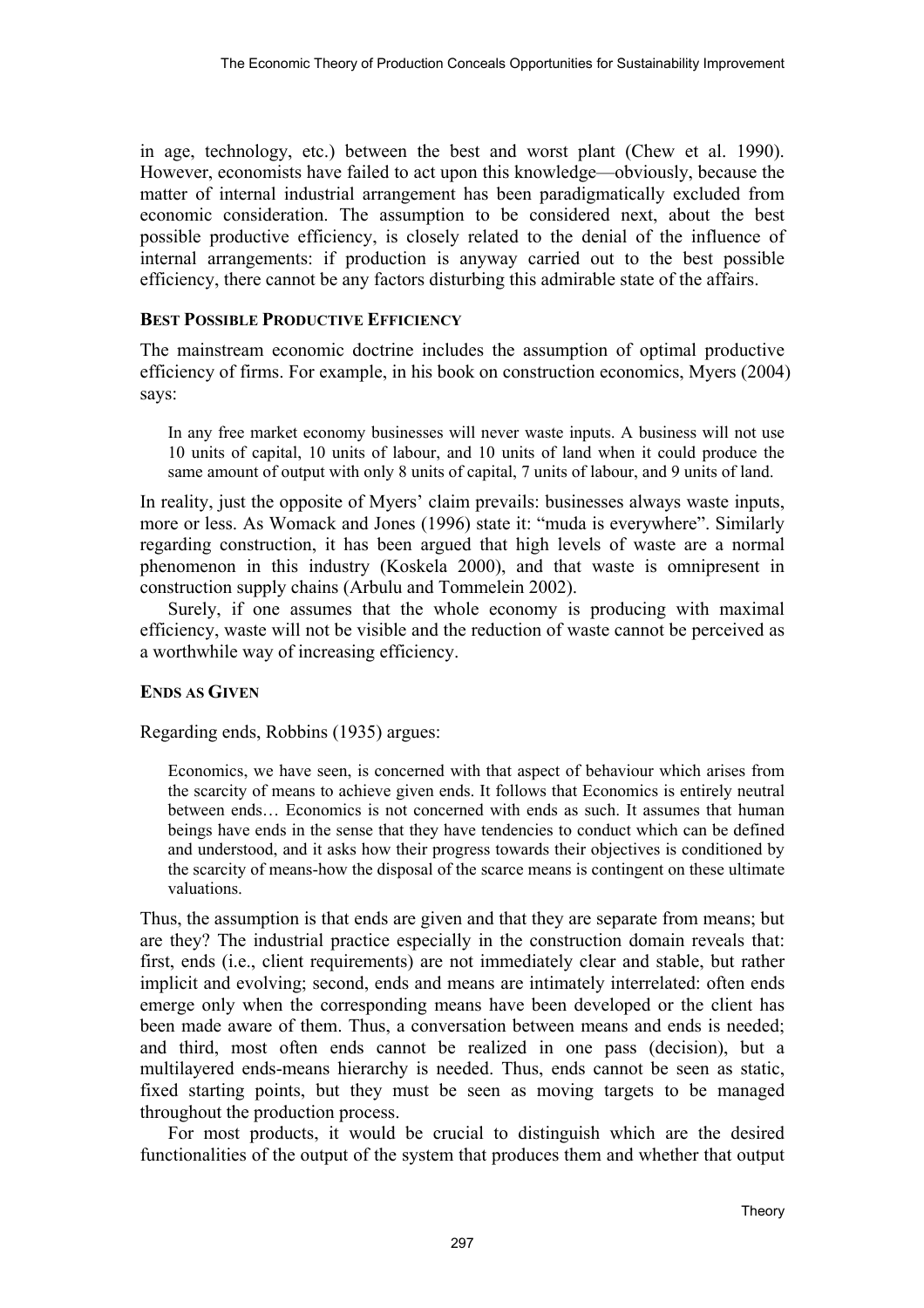in age, technology, etc.) between the best and worst plant (Chew et al. 1990). However, economists have failed to act upon this knowledge—obviously, because the matter of internal industrial arrangement has been paradigmatically excluded from economic consideration. The assumption to be considered next, about the best possible productive efficiency, is closely related to the denial of the influence of internal arrangements: if production is anyway carried out to the best possible efficiency, there cannot be any factors disturbing this admirable state of the affairs.

### BEST POSSIBLE PRODUCTIVE EFFICIENCY

The mainstream economic doctrine includes the assumption of optimal productive efficiency of firms. For example, in his book on construction economics, Myers (2004) says:

> In any free market economy businesses will never waste inputs. A business will not use 10 units of capital, 10 units of labour, and 10 units of land when it could produce the same amount of output with only 8 units of capital, 7 units of labour, and 9 units of land.

In reality, just the opposite of Myers' claim prevails: businesses always waste inputs, more or less. As Womack and Jones (1996) state it: "muda is everywhere". Similarly regarding construction, it has been argued that high levels of waste are a normal phenomenon in this industry (Koskela 2000), and that waste is omnipresent in construction supply chains (Arbulu and Tommelein 2002).

Surely, if one assumes that the whole economy is producing with maximal efficiency, waste will not be visible and the reduction of waste cannot be perceived as a worthwhile way of increasing efficiency.

### ENDS AS GIVEN

Regarding ends, Robbins (1935) argues:

> Economics, we have seen, is concerned with that aspect of behaviour which arises from the scarcity of means to achieve given ends. It follows that Economics is entirely neutral between ends… Economics is not concerned with ends as such. It assumes that human beings have ends in the sense that they have tendencies to conduct which can be defined and understood, and it asks how their progress towards their objectives is conditioned by the scarcity of means-how the disposal of the scarce means is contingent on these ultimate valuations.

Thus, the assumption is that ends are given and that they are separate from means; but are they? The industrial practice especially in the construction domain reveals that: first, ends (i.e., client requirements) are not immediately clear and stable, but rather implicit and evolving; second, ends and means are intimately interrelated: often ends emerge only when the corresponding means have been developed or the client has been made aware of them. Thus, a conversation between means and ends is needed; and third, most often ends cannot be realized in one pass (decision), but a multilayered ends-means hierarchy is needed. Thus, ends cannot be seen as static, fixed starting points, but they must be seen as moving targets to be managed throughout the production process.

For most products, it would be crucial to distinguish which are the desired functionalities of the output of the system that produces them and whether that output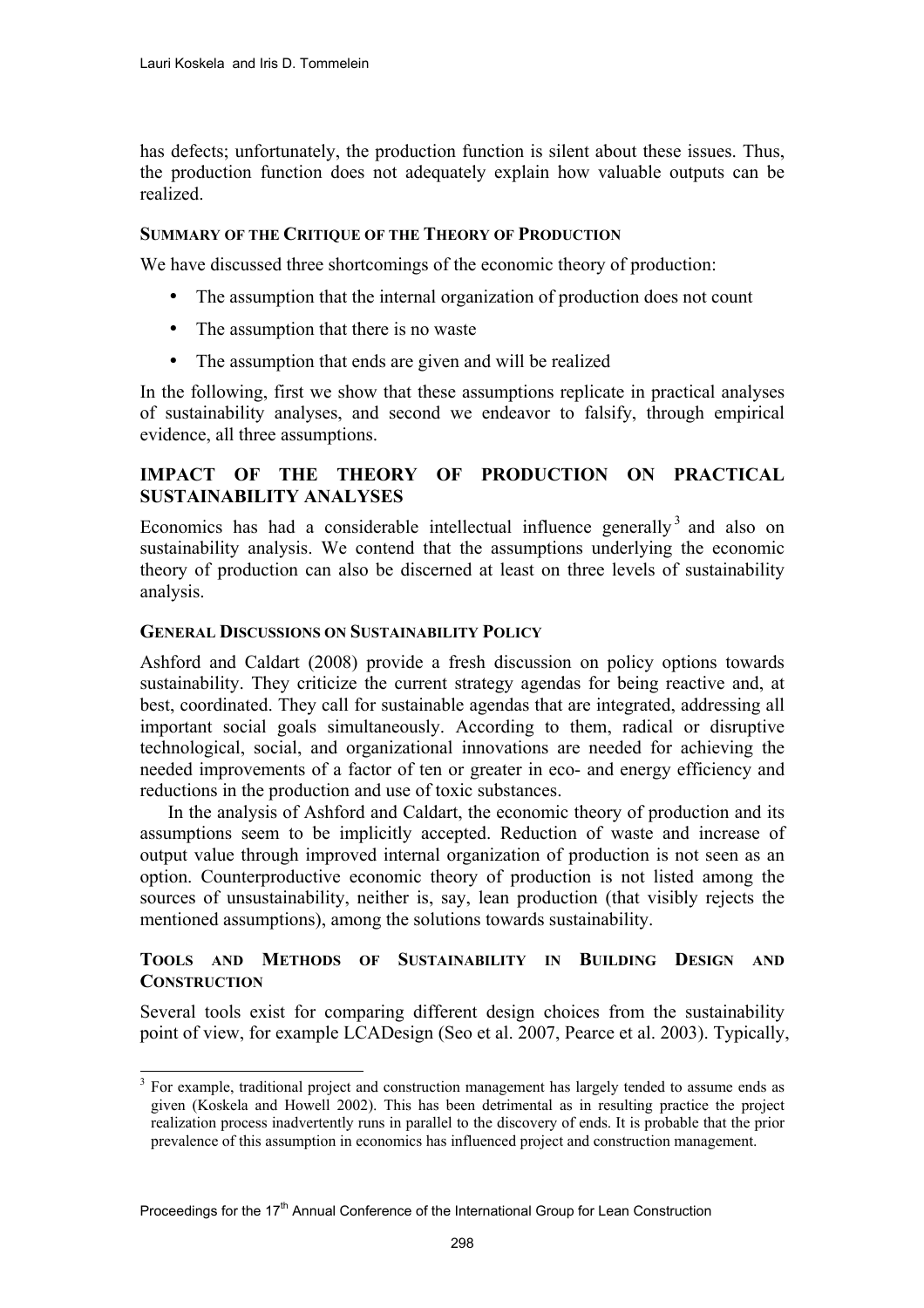has defects; unfortunately, the production function is silent about these issues. Thus, the production function does not adequately explain how valuable outputs can be realized.

### SUMMARY OF THE CRITIQUE OF THE THEORY OF PRODUCTION

We have discussed three shortcomings of the economic theory of production:

- The assumption that the internal organization of production does not count
- The assumption that there is no waste
- The assumption that ends are given and will be realized

In the following, first we show that these assumptions replicate in practical analyses of sustainability analyses, and second we endeavor to falsify, through empirical evidence, all three assumptions.

## IMPACT OF THE THEORY OF PRODUCTION ON PRACTICAL SUSTAINABILITY ANALYSES

Economics has had a considerable intellectual influence generally[3] and also on sustainability analysis. We contend that the assumptions underlying the economic theory of production can also be discerned at least on three levels of sustainability analysis.

### GENERAL DISCUSSIONS ON SUSTAINABILITY POLICY

Ashford and Caldart (2008) provide a fresh discussion on policy options towards sustainability. They criticize the current strategy agendas for being reactive and, at best, coordinated. They call for sustainable agendas that are integrated, addressing all important social goals simultaneously. According to them, radical or disruptive technological, social, and organizational innovations are needed for achieving the needed improvements of a factor of ten or greater in eco- and energy efficiency and reductions in the production and use of toxic substances.

In the analysis of Ashford and Caldart, the economic theory of production and its assumptions seem to be implicitly accepted. Reduction of waste and increase of output value through improved internal organization of production is not seen as an option. Counterproductive economic theory of production is not listed among the sources of unsustainability, neither is, say, lean production (that visibly rejects the mentioned assumptions), among the solutions towards sustainability.

### TOOLS AND METHODS OF SUSTAINABILITY IN BUILDING DESIGN AND CONSTRUCTION

Several tools exist for comparing different design choices from the sustainability point of view, for example LCADesign (Seo et al. 2007, Pearce et al. 2003). Typically,

[3] For example, traditional project and construction management has largely tended to assume ends as given (Koskela and Howell 2002). This has been detrimental as in resulting practice the project realization process inadvertently runs in parallel to the discovery of ends. It is probable that the prior prevalence of this assumption in economics has influenced project and construction management.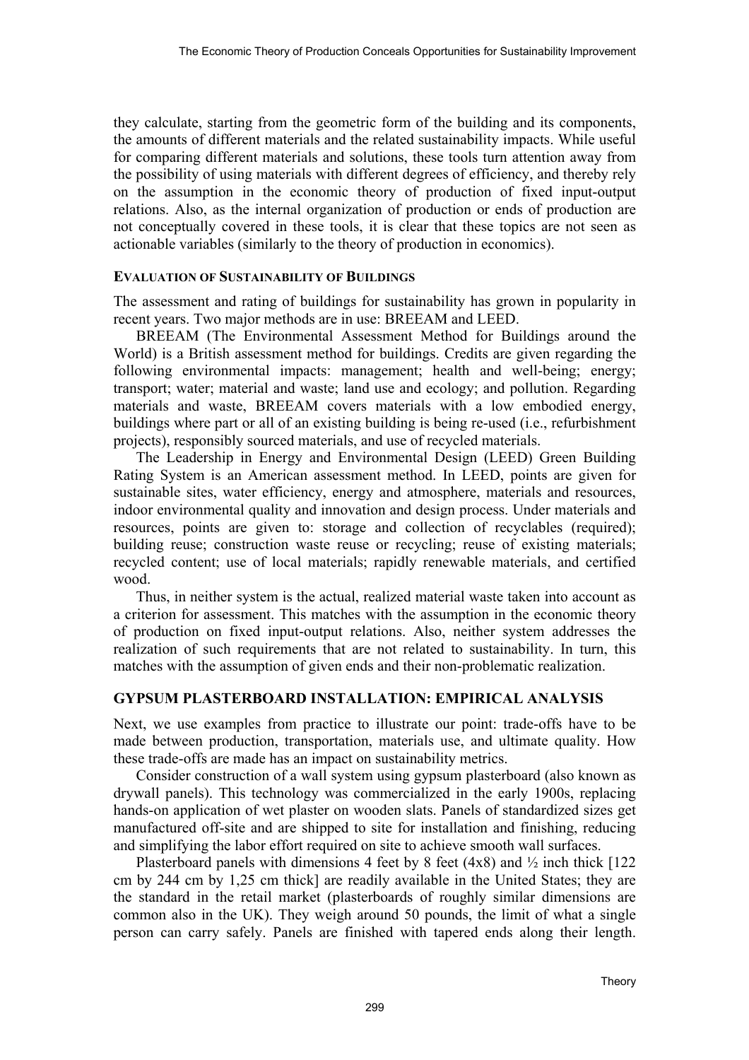they calculate, starting from the geometric form of the building and its components, the amounts of different materials and the related sustainability impacts. While useful for comparing different materials and solutions, these tools turn attention away from the possibility of using materials with different degrees of efficiency, and thereby rely on the assumption in the economic theory of production of fixed input-output relations. Also, as the internal organization of production or ends of production are not conceptually covered in these tools, it is clear that these topics are not seen as actionable variables (similarly to the theory of production in economics).

### EVALUATION OF SUSTAINABILITY OF BUILDINGS

The assessment and rating of buildings for sustainability has grown in popularity in recent years. Two major methods are in use: BREEAM and LEED.

BREEAM (The Environmental Assessment Method for Buildings around the World) is a British assessment method for buildings. Credits are given regarding the following environmental impacts: management; health and well-being; energy; transport; water; material and waste; land use and ecology; and pollution. Regarding materials and waste, BREEAM covers materials with a low embodied energy, buildings where part or all of an existing building is being re-used (i.e., refurbishment projects), responsibly sourced materials, and use of recycled materials.

The Leadership in Energy and Environmental Design (LEED) Green Building Rating System is an American assessment method. In LEED, points are given for sustainable sites, water efficiency, energy and atmosphere, materials and resources, indoor environmental quality and innovation and design process. Under materials and resources, points are given to: storage and collection of recyclables (required); building reuse; construction waste reuse or recycling; reuse of existing materials; recycled content; use of local materials; rapidly renewable materials, and certified wood.

Thus, in neither system is the actual, realized material waste taken into account as a criterion for assessment. This matches with the assumption in the economic theory of production on fixed input-output relations. Also, neither system addresses the realization of such requirements that are not related to sustainability. In turn, this matches with the assumption of given ends and their non-problematic realization.

## GYPSUM PLASTERBOARD INSTALLATION: EMPIRICAL ANALYSIS

Next, we use examples from practice to illustrate our point: trade-offs have to be made between production, transportation, materials use, and ultimate quality. How these trade-offs are made has an impact on sustainability metrics.

Consider construction of a wall system using gypsum plasterboard (also known as drywall panels). This technology was commercialized in the early 1900s, replacing hands-on application of wet plaster on wooden slats. Panels of standardized sizes get manufactured off-site and are shipped to site for installation and finishing, reducing and simplifying the labor effort required on site to achieve smooth wall surfaces.

Plasterboard panels with dimensions 4 feet by 8 feet (4x8) and ½ inch thick [122 cm by 244 cm by 1,25 cm thick] are readily available in the United States; they are the standard in the retail market (plasterboards of roughly similar dimensions are common also in the UK). They weigh around 50 pounds, the limit of what a single person can carry safely. Panels are finished with tapered ends along their length.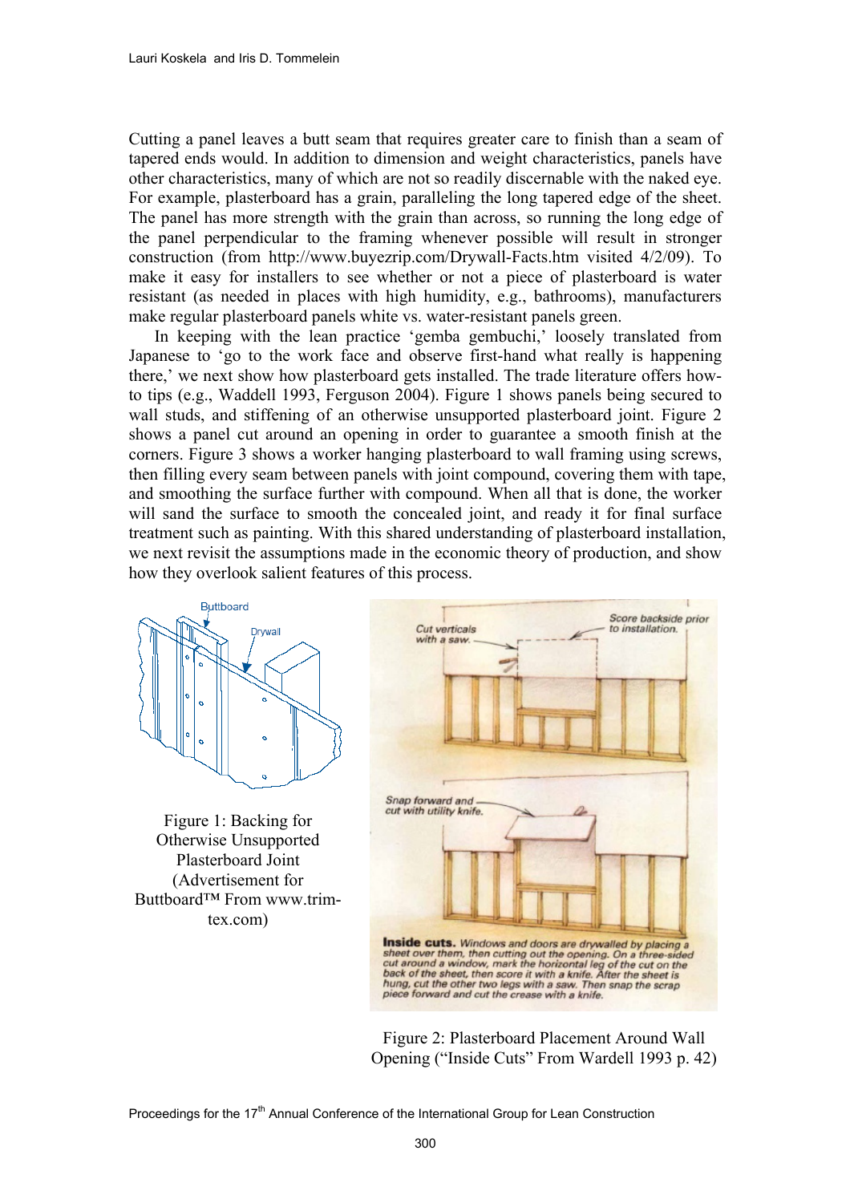Cutting a panel leaves a butt seam that requires greater care to finish than a seam of tapered ends would. In addition to dimension and weight characteristics, panels have other characteristics, many of which are not so readily discernable with the naked eye. For example, plasterboard has a grain, paralleling the long tapered edge of the sheet. The panel has more strength with the grain than across, so running the long edge of the panel perpendicular to the framing whenever possible will result in stronger construction (from http://www.buyezrip.com/Drywall-Facts.htm visited 4/2/09). To make it easy for installers to see whether or not a piece of plasterboard is water resistant (as needed in places with high humidity, e.g., bathrooms), manufacturers make regular plasterboard panels white vs. water-resistant panels green.

In keeping with the lean practice 'gemba gembuchi,' loosely translated from Japanese to 'go to the work face and observe first-hand what really is happening there,' we next show how plasterboard gets installed. The trade literature offers how-to tips (e.g., Waddell 1993, Ferguson 2004). Figure 1 shows panels being secured to wall studs, and stiffening of an otherwise unsupported plasterboard joint. Figure 2 shows a panel cut around an opening in order to guarantee a smooth finish at the corners. Figure 3 shows a worker hanging plasterboard to wall framing using screws, then filling every seam between panels with joint compound, covering them with tape, and smoothing the surface further with compound. When all that is done, the worker will sand the surface to smooth the concealed joint, and ready it for final surface treatment such as painting. With this shared understanding of plasterboard installation, we next revisit the assumptions made in the economic theory of production, and show how they overlook salient features of this process.

Figure 1: Backing for Otherwise Unsupported Plasterboard Joint (Advertisement for Buttboard™ From www.trim-tex.com)

Figure 2: Plasterboard Placement Around Wall Opening ("Inside Cuts" From Wardell 1993 p. 42)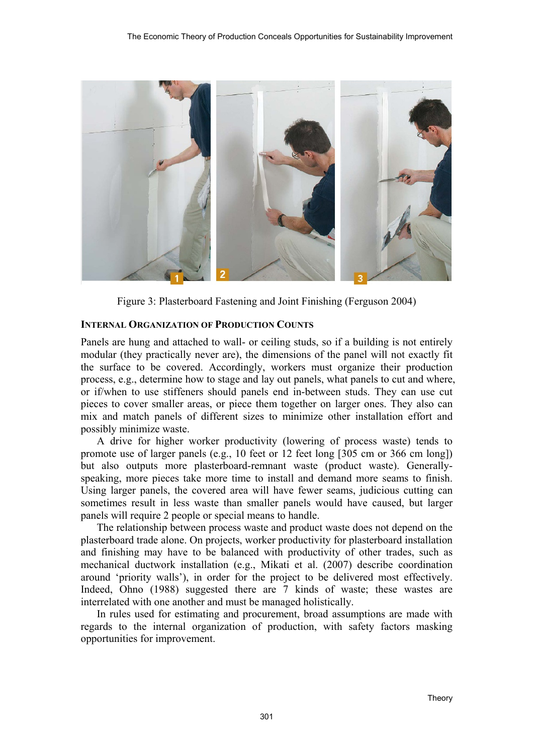Figure 3: Plasterboard Fastening and Joint Finishing (Ferguson 2004)

### INTERNAL ORGANIZATION OF PRODUCTION COUNTS

Panels are hung and attached to wall- or ceiling studs, so if a building is not entirely modular (they practically never are), the dimensions of the panel will not exactly fit the surface to be covered. Accordingly, workers must organize their production process, e.g., determine how to stage and lay out panels, what panels to cut and where, or if/when to use stiffeners should panels end in-between studs. They can use cut pieces to cover smaller areas, or piece them together on larger ones. They also can mix and match panels of different sizes to minimize other installation effort and possibly minimize waste.

A drive for higher worker productivity (lowering of process waste) tends to promote use of larger panels (e.g., 10 feet or 12 feet long [305 cm or 366 cm long]) but also outputs more plasterboard-remnant waste (product waste). Generally-speaking, more pieces take more time to install and demand more seams to finish. Using larger panels, the covered area will have fewer seams, judicious cutting can sometimes result in less waste than smaller panels would have caused, but larger panels will require 2 people or special means to handle.

The relationship between process waste and product waste does not depend on the plasterboard trade alone. On projects, worker productivity for plasterboard installation and finishing may have to be balanced with productivity of other trades, such as mechanical ductwork installation (e.g., Mikati et al. (2007) describe coordination around 'priority walls'), in order for the project to be delivered most effectively. Indeed, Ohno (1988) suggested there are 7 kinds of waste; these wastes are interrelated with one another and must be managed holistically.

In rules used for estimating and procurement, broad assumptions are made with regards to the internal organization of production, with safety factors masking opportunities for improvement.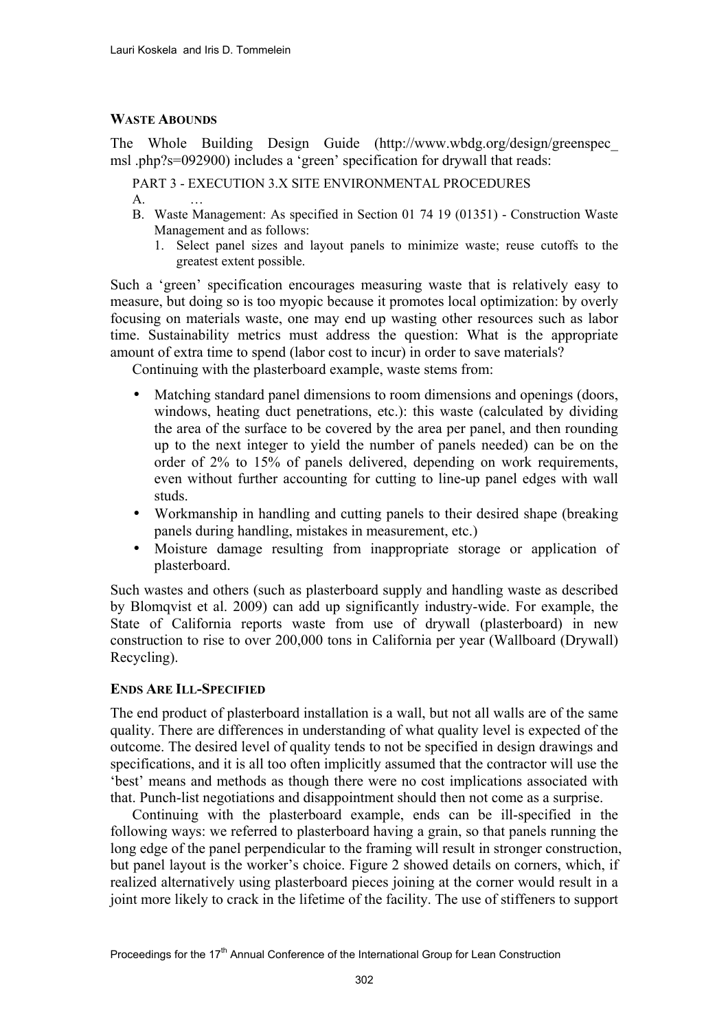### WASTE ABOUNDS

The Whole Building Design Guide (http://www.wbdg.org/design/greenspec_ msl .php?s=092900) includes a 'green' specification for drywall that reads:

PART 3 - EXECUTION 3.X SITE ENVIRONMENTAL PROCEDURES

A. …

B. Waste Management: As specified in Section 01 74 19 (01351) - Construction Waste Management and as follows:

   1. Select panel sizes and layout panels to minimize waste; reuse cutoffs to the greatest extent possible.

Such a 'green' specification encourages measuring waste that is relatively easy to measure, but doing so is too myopic because it promotes local optimization: by overly focusing on materials waste, one may end up wasting other resources such as labor time. Sustainability metrics must address the question: What is the appropriate amount of extra time to spend (labor cost to incur) in order to save materials?

Continuing with the plasterboard example, waste stems from:

- Matching standard panel dimensions to room dimensions and openings (doors, windows, heating duct penetrations, etc.): this waste (calculated by dividing the area of the surface to be covered by the area per panel, and then rounding up to the next integer to yield the number of panels needed) can be on the order of 2% to 15% of panels delivered, depending on work requirements, even without further accounting for cutting to line-up panel edges with wall studs.
- Workmanship in handling and cutting panels to their desired shape (breaking panels during handling, mistakes in measurement, etc.)
- Moisture damage resulting from inappropriate storage or application of plasterboard.

Such wastes and others (such as plasterboard supply and handling waste as described by Blomqvist et al. 2009) can add up significantly industry-wide. For example, the State of California reports waste from use of drywall (plasterboard) in new construction to rise to over 200,000 tons in California per year (Wallboard (Drywall) Recycling).

### ENDS ARE ILL-SPECIFIED

The end product of plasterboard installation is a wall, but not all walls are of the same quality. There are differences in understanding of what quality level is expected of the outcome. The desired level of quality tends to not be specified in design drawings and specifications, and it is all too often implicitly assumed that the contractor will use the 'best' means and methods as though there were no cost implications associated with that. Punch-list negotiations and disappointment should then not come as a surprise.

Continuing with the plasterboard example, ends can be ill-specified in the following ways: we referred to plasterboard having a grain, so that panels running the long edge of the panel perpendicular to the framing will result in stronger construction, but panel layout is the worker's choice. Figure 2 showed details on corners, which, if realized alternatively using plasterboard pieces joining at the corner would result in a joint more likely to crack in the lifetime of the facility. The use of stiffeners to support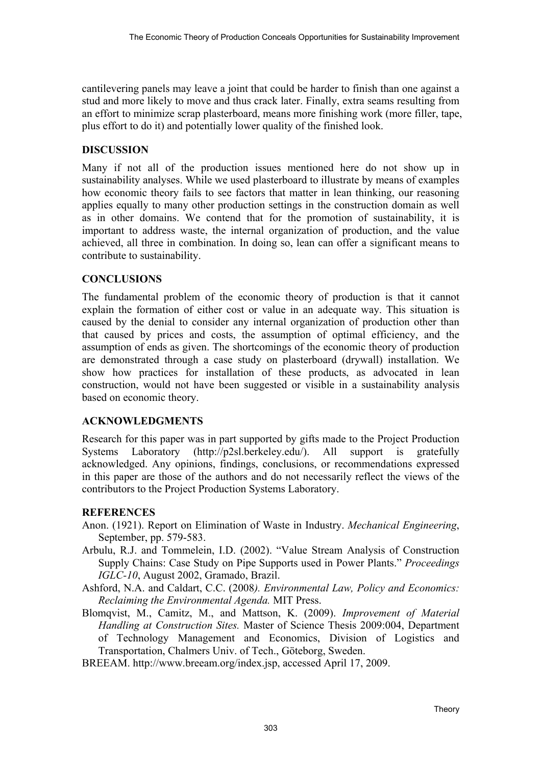cantilevering panels may leave a joint that could be harder to finish than one against a stud and more likely to move and thus crack later. Finally, extra seams resulting from an effort to minimize scrap plasterboard, means more finishing work (more filler, tape, plus effort to do it) and potentially lower quality of the finished look.

## DISCUSSION

Many if not all of the production issues mentioned here do not show up in sustainability analyses. While we used plasterboard to illustrate by means of examples how economic theory fails to see factors that matter in lean thinking, our reasoning applies equally to many other production settings in the construction domain as well as in other domains. We contend that for the promotion of sustainability, it is important to address waste, the internal organization of production, and the value achieved, all three in combination. In doing so, lean can offer a significant means to contribute to sustainability.

## CONCLUSIONS

The fundamental problem of the economic theory of production is that it cannot explain the formation of either cost or value in an adequate way. This situation is caused by the denial to consider any internal organization of production other than that caused by prices and costs, the assumption of optimal efficiency, and the assumption of ends as given. The shortcomings of the economic theory of production are demonstrated through a case study on plasterboard (drywall) installation. We show how practices for installation of these products, as advocated in lean construction, would not have been suggested or visible in a sustainability analysis based on economic theory.

## ACKNOWLEDGMENTS

Research for this paper was in part supported by gifts made to the Project Production Systems Laboratory (http://p2sl.berkeley.edu/). All support is gratefully acknowledged. Any opinions, findings, conclusions, or recommendations expressed in this paper are those of the authors and do not necessarily reflect the views of the contributors to the Project Production Systems Laboratory.

## REFERENCES

Anon. (1921). Report on Elimination of Waste in Industry. *Mechanical Engineering*, September, pp. 579-583.

Arbulu, R.J. and Tommelein, I.D. (2002). "Value Stream Analysis of Construction Supply Chains: Case Study on Pipe Supports used in Power Plants." *Proceedings IGLC-10*, August 2002, Gramado, Brazil.

Ashford, N.A. and Caldart, C.C. (2008*). Environmental Law, Policy and Economics: Reclaiming the Environmental Agenda.* MIT Press.

Blomqvist, M., Camitz, M., and Mattson, K. (2009). *Improvement of Material Handling at Construction Sites.* Master of Science Thesis 2009:004, Department of Technology Management and Economics, Division of Logistics and Transportation, Chalmers Univ. of Tech., Göteborg, Sweden.

BREEAM. http://www.breeam.org/index.jsp, accessed April 17, 2009.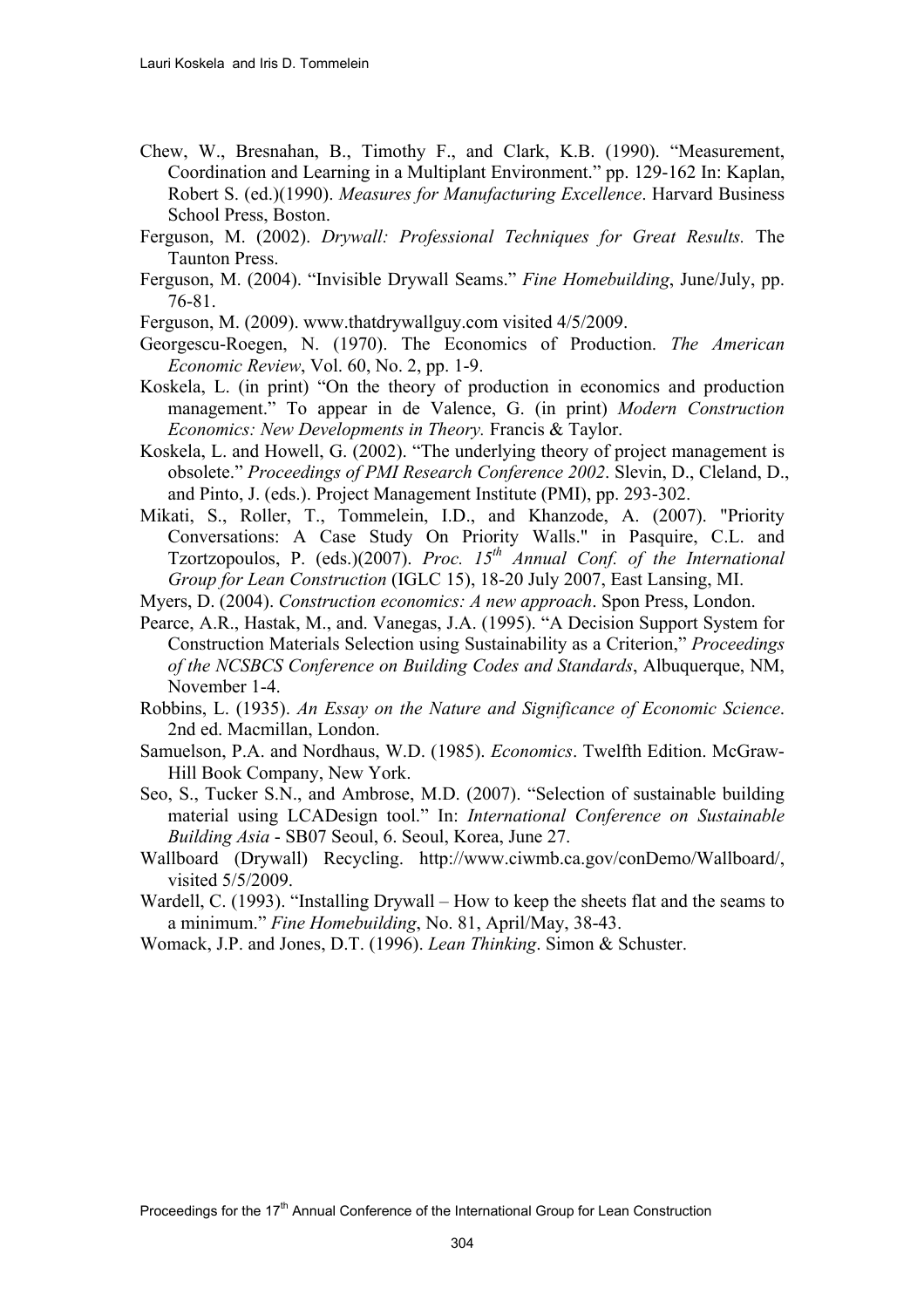Chew, W., Bresnahan, B., Timothy F., and Clark, K.B. (1990). "Measurement, Coordination and Learning in a Multiplant Environment." pp. 129-162 In: Kaplan, Robert S. (ed.)(1990). *Measures for Manufacturing Excellence*. Harvard Business School Press, Boston.

Ferguson, M. (2002). *Drywall: Professional Techniques for Great Results.* The Taunton Press.

Ferguson, M. (2004). "Invisible Drywall Seams." *Fine Homebuilding*, June/July, pp. 76-81.

Ferguson, M. (2009). www.thatdrywallguy.com visited 4/5/2009.

Georgescu-Roegen, N. (1970). The Economics of Production. *The American Economic Review*, Vol. 60, No. 2, pp. 1-9.

Koskela, L. (in print) "On the theory of production in economics and production management." To appear in de Valence, G. (in print) *Modern Construction Economics: New Developments in Theory.* Francis & Taylor.

Koskela, L. and Howell, G. (2002). "The underlying theory of project management is obsolete." *Proceedings of PMI Research Conference 2002*. Slevin, D., Cleland, D., and Pinto, J. (eds.). Project Management Institute (PMI), pp. 293-302.

Mikati, S., Roller, T., Tommelein, I.D., and Khanzode, A. (2007). "Priority Conversations: A Case Study On Priority Walls." in Pasquire, C.L. and Tzortzopoulos, P. (eds.)(2007). *Proc. 15th Annual Conf. of the International Group for Lean Construction* (IGLC 15), 18-20 July 2007, East Lansing, MI.

Myers, D. (2004). *Construction economics: A new approach*. Spon Press, London.

Pearce, A.R., Hastak, M., and. Vanegas, J.A. (1995). "A Decision Support System for Construction Materials Selection using Sustainability as a Criterion," *Proceedings of the NCSBCS Conference on Building Codes and Standards*, Albuquerque, NM, November 1-4.

Robbins, L. (1935). *An Essay on the Nature and Significance of Economic Science*. 2nd ed. Macmillan, London.

Samuelson, P.A. and Nordhaus, W.D. (1985). *Economics*. Twelfth Edition. McGraw-Hill Book Company, New York.

Seo, S., Tucker S.N., and Ambrose, M.D. (2007). "Selection of sustainable building material using LCADesign tool." In: *International Conference on Sustainable Building Asia* - SB07 Seoul, 6. Seoul, Korea, June 27.

Wallboard (Drywall) Recycling. http://www.ciwmb.ca.gov/conDemo/Wallboard/, visited 5/5/2009.

Wardell, C. (1993). "Installing Drywall – How to keep the sheets flat and the seams to a minimum." *Fine Homebuilding*, No. 81, April/May, 38-43.

Womack, J.P. and Jones, D.T. (1996). *Lean Thinking*. Simon & Schuster.